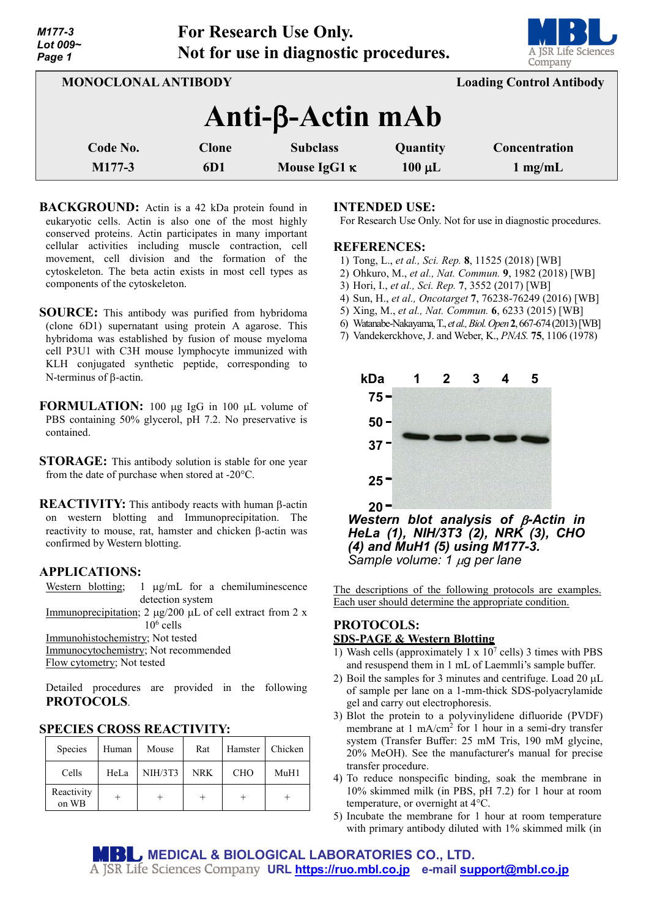M177-3
Lot 009~

**For Research Use Only.**
**Not for use in diagnostic procedures.**

MONOCLONAL ANTIBODY — Loading Control Antibody

# Anti-β-Actin mAb

| Code No. | Clone | Subclass | Quantity | Concentration |
|---|---|---|---|---|
| M177-3 | 6D1 | Mouse IgG1 κ | 100 µL | 1 mg/mL |

**BACKGROUND:** Actin is a 42 kDa protein found in eukaryotic cells. Actin is also one of the most highly conserved proteins. Actin participates in many important cellular activities including muscle contraction, cell movement, cell division and the formation of the cytoskeleton. The beta actin exists in most cell types as components of the cytoskeleton.

**SOURCE:** This antibody was purified from hybridoma (clone 6D1) supernatant using protein A agarose. This hybridoma was established by fusion of mouse myeloma cell P3U1 with C3H mouse lymphocyte immunized with KLH conjugated synthetic peptide, corresponding to N-terminus of β-actin.

**FORMULATION:** 100 µg IgG in 100 µL volume of PBS containing 50% glycerol, pH 7.2. No preservative is contained.

**STORAGE:** This antibody solution is stable for one year from the date of purchase when stored at -20°C.

**REACTIVITY:** This antibody reacts with human β-actin on western blotting and Immunoprecipitation. The reactivity to mouse, rat, hamster and chicken β-actin was confirmed by Western blotting.

**APPLICATIONS:**

Western blotting; 1 µg/mL for a chemiluminescence detection system
Immunoprecipitation; 2 µg/200 µL of cell extract from 2 x $10^6$ cells
Immunohistochemistry; Not tested
Immunocytochemistry; Not recommended
Flow cytometry; Not tested

Detailed procedures are provided in the following **PROTOCOLS**.

**SPECIES CROSS REACTIVITY:**

| Species | Human | Mouse | Rat | Hamster | Chicken |
|---|---|---|---|---|---|
| Cells | HeLa | NIH/3T3 | NRK | CHO | MuH1 |
| Reactivity on WB | + | + | + | + | + |

**INTENDED USE:**

For Research Use Only. Not for use in diagnostic procedures.

**REFERENCES:**

1) Tong, L., *et al., Sci. Rep.* **8**, 11525 (2018) [WB]
2) Ohkuro, M., *et al., Nat. Commun.* **9**, 1982 (2018) [WB]
3) Hori, I., *et al., Sci. Rep.* **7**, 3552 (2017) [WB]
4) Sun, H., *et al., Oncotarget* **7**, 76238-76249 (2016) [WB]
5) Xing, M., *et al., Nat. Commun.* **6**, 6233 (2015) [WB]
6) Watanabe-Nakayama, T., *et al., Biol. Open* **2**, 667-674 (2013) [WB]
7) Vandekerckhove, J. and Weber, K., *PNAS.* **75**, 1106 (1978)

*Western blot analysis of β-Actin in HeLa (1), NIH/3T3 (2), NRK (3), CHO (4) and MuH1 (5) using M177-3.*
*Sample volume: 1 µg per lane*

The descriptions of the following protocols are examples. Each user should determine the appropriate condition.

**PROTOCOLS:**

**SDS-PAGE & Western Blotting**

1) Wash cells (approximately 1 x $10^7$ cells) 3 times with PBS and resuspend them in 1 mL of Laemmli's sample buffer.
2) Boil the samples for 3 minutes and centrifuge. Load 20 µL of sample per lane on a 1-mm-thick SDS-polyacrylamide gel and carry out electrophoresis.
3) Blot the protein to a polyvinylidene difluoride (PVDF) membrane at 1 mA/$cm^2$ for 1 hour in a semi-dry transfer system (Transfer Buffer: 25 mM Tris, 190 mM glycine, 20% MeOH). See the manufacturer's manual for precise transfer procedure.
4) To reduce nonspecific binding, soak the membrane in 10% skimmed milk (in PBS, pH 7.2) for 1 hour at room temperature, or overnight at 4°C.
5) Incubate the membrane for 1 hour at room temperature with primary antibody diluted with 1% skimmed milk (in

MEDICAL & BIOLOGICAL LABORATORIES CO., LTD.
A JSR Life Sciences Company URL https://ruo.mbl.co.jp e-mail support@mbl.co.jp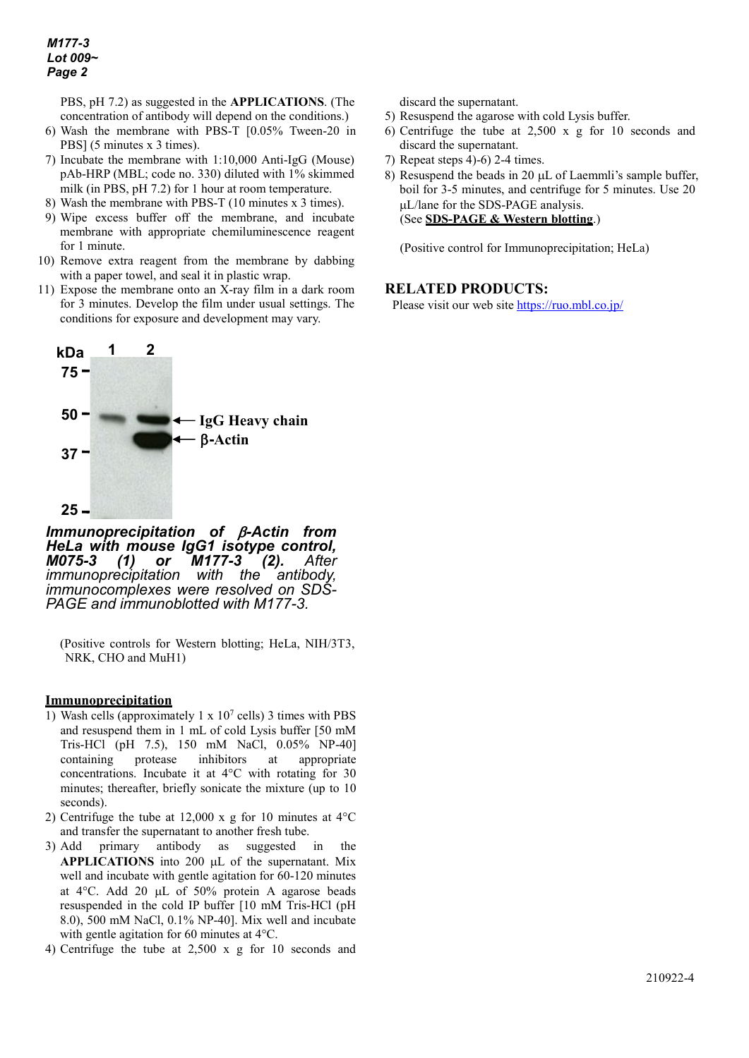PBS, pH 7.2) as suggested in the **APPLICATIONS**. (The concentration of antibody will depend on the conditions.)

6) Wash the membrane with PBS-T [0.05% Tween-20 in PBS] (5 minutes x 3 times).
7) Incubate the membrane with 1:10,000 Anti-IgG (Mouse) pAb-HRP (MBL; code no. 330) diluted with 1% skimmed milk (in PBS, pH 7.2) for 1 hour at room temperature.
8) Wash the membrane with PBS-T (10 minutes x 3 times).
9) Wipe excess buffer off the membrane, and incubate membrane with appropriate chemiluminescence reagent for 1 minute.
10) Remove extra reagent from the membrane by dabbing with a paper towel, and seal it in plastic wrap.
11) Expose the membrane onto an X-ray film in a dark room for 3 minutes. Develop the film under usual settings. The conditions for exposure and development may vary.

kDa 1 2
75
50
37
25
IgG Heavy chain
β-Actin

***Immunoprecipitation of β-Actin from HeLa with mouse IgG1 isotype control, M075-3 (1) or M177-3 (2).*** *After immunoprecipitation with the antibody, immunocomplexes were resolved on SDS-PAGE and immunoblotted with M177-3.*

(Positive controls for Western blotting; HeLa, NIH/3T3, NRK, CHO and MuH1)

**Immunoprecipitation**

1) Wash cells (approximately 1 x $10^7$ cells) 3 times with PBS and resuspend them in 1 mL of cold Lysis buffer [50 mM Tris-HCl (pH 7.5), 150 mM NaCl, 0.05% NP-40] containing protease inhibitors at appropriate concentrations. Incubate it at 4°C with rotating for 30 minutes; thereafter, briefly sonicate the mixture (up to 10 seconds).
2) Centrifuge the tube at 12,000 x g for 10 minutes at 4°C and transfer the supernatant to another fresh tube.
3) Add primary antibody as suggested in the **APPLICATIONS** into 200 µL of the supernatant. Mix well and incubate with gentle agitation for 60-120 minutes at 4°C. Add 20 µL of 50% protein A agarose beads resuspended in the cold IP buffer [10 mM Tris-HCl (pH 8.0), 500 mM NaCl, 0.1% NP-40]. Mix well and incubate with gentle agitation for 60 minutes at 4°C.
4) Centrifuge the tube at 2,500 x g for 10 seconds and discard the supernatant.
5) Resuspend the agarose with cold Lysis buffer.
6) Centrifuge the tube at 2,500 x g for 10 seconds and discard the supernatant.
7) Repeat steps 4)-6) 2-4 times.
8) Resuspend the beads in 20 µL of Laemmli's sample buffer, boil for 3-5 minutes, and centrifuge for 5 minutes. Use 20 µL/lane for the SDS-PAGE analysis. (See **SDS-PAGE & Western blotting**.)

(Positive control for Immunoprecipitation; HeLa)

## RELATED PRODUCTS:

Please visit our web site https://ruo.mbl.co.jp/

210922-4